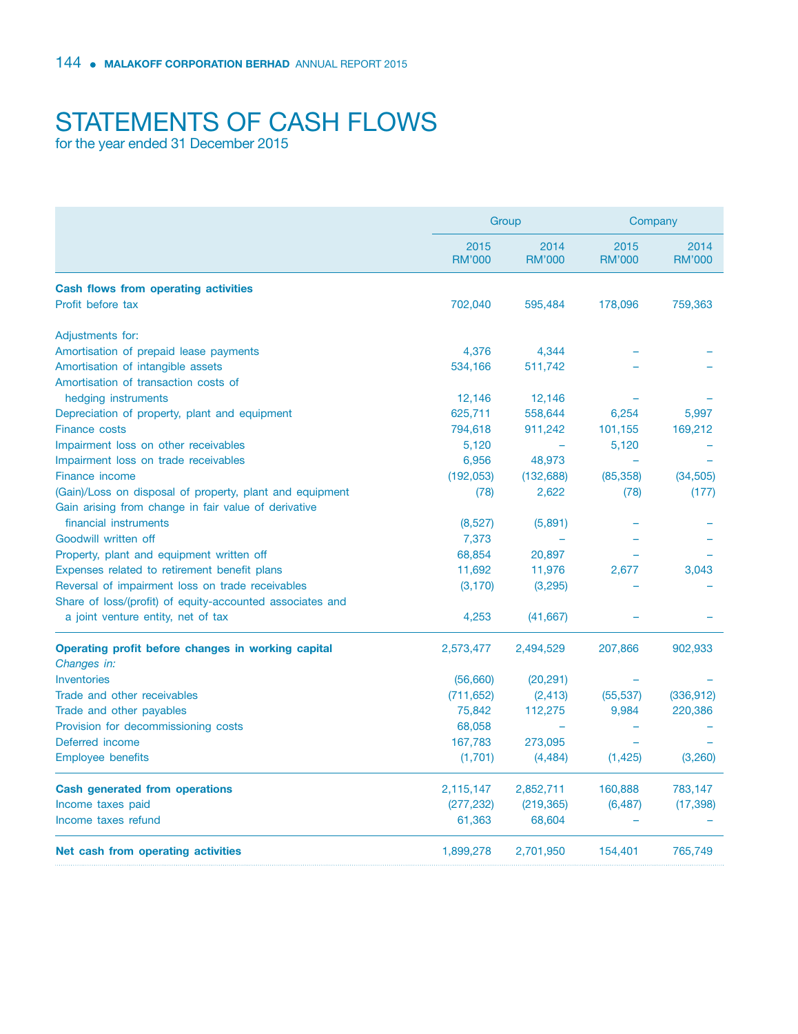# STATEMENTS OF CASH FLOWS

for the year ended 31 December 2015

| | Group | | Company | |
|---|---|---|---|---|
| | 2015 RM'000 | 2014 RM'000 | 2015 RM'000 | 2014 RM'000 |
| **Cash flows from operating activities** | | | | |
| Profit before tax | 702,040 | 595,484 | 178,096 | 759,363 |
| Adjustments for: | | | | |
| Amortisation of prepaid lease payments | 4,376 | 4,344 | – | – |
| Amortisation of intangible assets | 534,166 | 511,742 | – | – |
| Amortisation of transaction costs of hedging instruments | 12,146 | 12,146 | – | – |
| Depreciation of property, plant and equipment | 625,711 | 558,644 | 6,254 | 5,997 |
| Finance costs | 794,618 | 911,242 | 101,155 | 169,212 |
| Impairment loss on other receivables | 5,120 | – | 5,120 | – |
| Impairment loss on trade receivables | 6,956 | 48,973 | – | – |
| Finance income | (192,053) | (132,688) | (85,358) | (34,505) |
| (Gain)/Loss on disposal of property, plant and equipment | (78) | 2,622 | (78) | (177) |
| Gain arising from change in fair value of derivative financial instruments | (8,527) | (5,891) | – | – |
| Goodwill written off | 7,373 | – | – | – |
| Property, plant and equipment written off | 68,854 | 20,897 | – | – |
| Expenses related to retirement benefit plans | 11,692 | 11,976 | 2,677 | 3,043 |
| Reversal of impairment loss on trade receivables | (3,170) | (3,295) | – | – |
| Share of loss/(profit) of equity-accounted associates and a joint venture entity, net of tax | 4,253 | (41,667) | – | – |
| **Operating profit before changes in working capital** | 2,573,477 | 2,494,529 | 207,866 | 902,933 |
| *Changes in:* | | | | |
| Inventories | (56,660) | (20,291) | – | – |
| Trade and other receivables | (711,652) | (2,413) | (55,537) | (336,912) |
| Trade and other payables | 75,842 | 112,275 | 9,984 | 220,386 |
| Provision for decommissioning costs | 68,058 | – | – | – |
| Deferred income | 167,783 | 273,095 | – | – |
| Employee benefits | (1,701) | (4,484) | (1,425) | (3,260) |
| **Cash generated from operations** | 2,115,147 | 2,852,711 | 160,888 | 783,147 |
| Income taxes paid | (277,232) | (219,365) | (6,487) | (17,398) |
| Income taxes refund | 61,363 | 68,604 | – | – |
| **Net cash from operating activities** | 1,899,278 | 2,701,950 | 154,401 | 765,749 |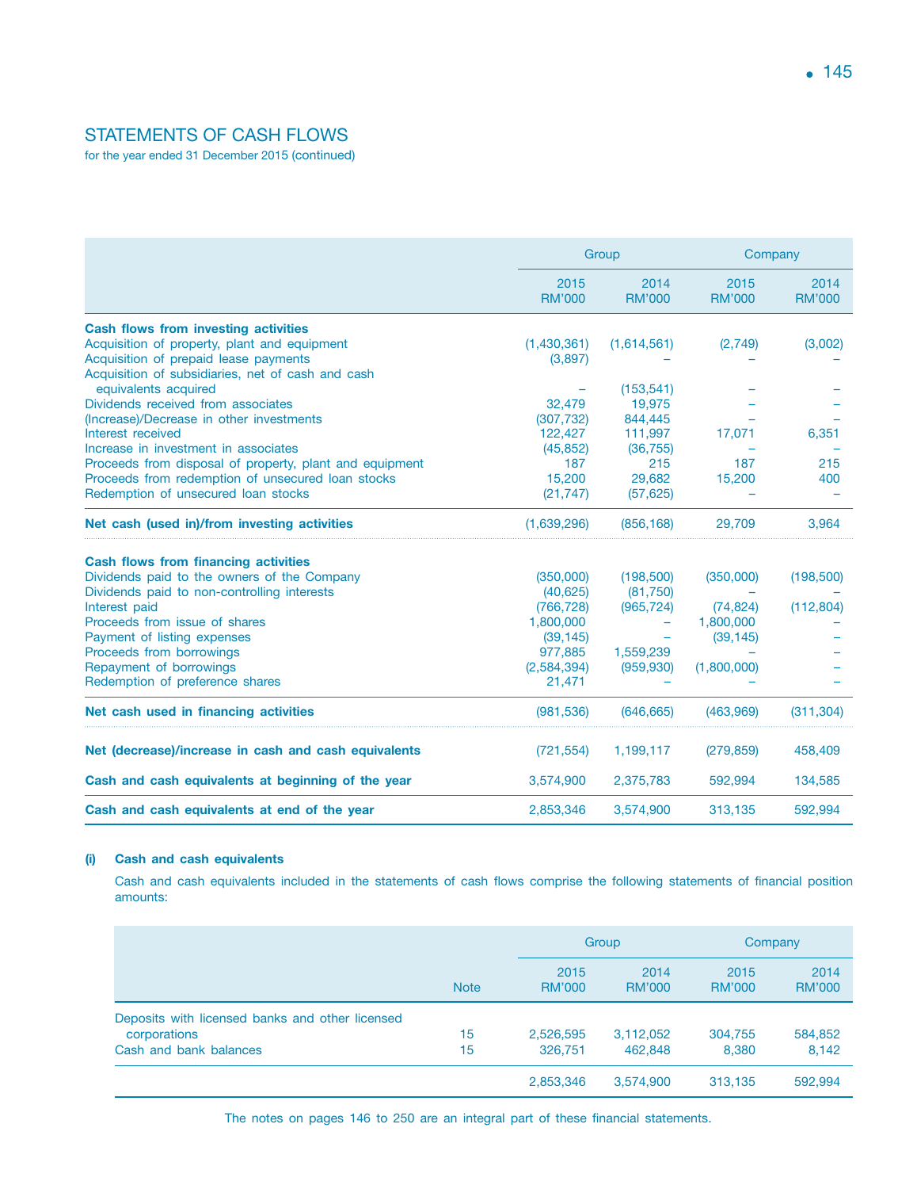## STATEMENTS OF CASH FLOWS

for the year ended 31 December 2015 (continued)

| | Group | | Company | |
|---|---|---|---|---|
| | 2015 RM'000 | 2014 RM'000 | 2015 RM'000 | 2014 RM'000 |
| **Cash flows from investing activities** | | | | |
| Acquisition of property, plant and equipment | (1,430,361) | (1,614,561) | (2,749) | (3,002) |
| Acquisition of prepaid lease payments | (3,897) | – | – | – |
| Acquisition of subsidiaries, net of cash and cash equivalents acquired | – | (153,541) | – | – |
| Dividends received from associates | 32,479 | 19,975 | – | – |
| (Increase)/Decrease in other investments | (307,732) | 844,445 | – | – |
| Interest received | 122,427 | 111,997 | 17,071 | 6,351 |
| Increase in investment in associates | (45,852) | (36,755) | – | – |
| Proceeds from disposal of property, plant and equipment | 187 | 215 | 187 | 215 |
| Proceeds from redemption of unsecured loan stocks | 15,200 | 29,682 | 15,200 | 400 |
| Redemption of unsecured loan stocks | (21,747) | (57,625) | – | – |
| **Net cash (used in)/from investing activities** | (1,639,296) | (856,168) | 29,709 | 3,964 |
| **Cash flows from financing activities** | | | | |
| Dividends paid to the owners of the Company | (350,000) | (198,500) | (350,000) | (198,500) |
| Dividends paid to non-controlling interests | (40,625) | (81,750) | – | – |
| Interest paid | (766,728) | (965,724) | (74,824) | (112,804) |
| Proceeds from issue of shares | 1,800,000 | – | 1,800,000 | – |
| Payment of listing expenses | (39,145) | – | (39,145) | – |
| Proceeds from borrowings | 977,885 | 1,559,239 | – | – |
| Repayment of borrowings | (2,584,394) | (959,930) | (1,800,000) | – |
| Redemption of preference shares | 21,471 | – | – | – |
| **Net cash used in financing activities** | (981,536) | (646,665) | (463,969) | (311,304) |
| **Net (decrease)/increase in cash and cash equivalents** | (721,554) | 1,199,117 | (279,859) | 458,409 |
| **Cash and cash equivalents at beginning of the year** | 3,574,900 | 2,375,783 | 592,994 | 134,585 |
| **Cash and cash equivalents at end of the year** | 2,853,346 | 3,574,900 | 313,135 | 592,994 |

**(i) Cash and cash equivalents**

Cash and cash equivalents included in the statements of cash flows comprise the following statements of financial position amounts:

| | | Group | | Company | |
|---|---|---|---|---|---|
| | Note | 2015 RM'000 | 2014 RM'000 | 2015 RM'000 | 2014 RM'000 |
| Deposits with licensed banks and other licensed corporations | 15 | 2,526,595 | 3,112,052 | 304,755 | 584,852 |
| Cash and bank balances | 15 | 326,751 | 462,848 | 8,380 | 8,142 |
| | | 2,853,346 | 3,574,900 | 313,135 | 592,994 |

The notes on pages 146 to 250 are an integral part of these financial statements.